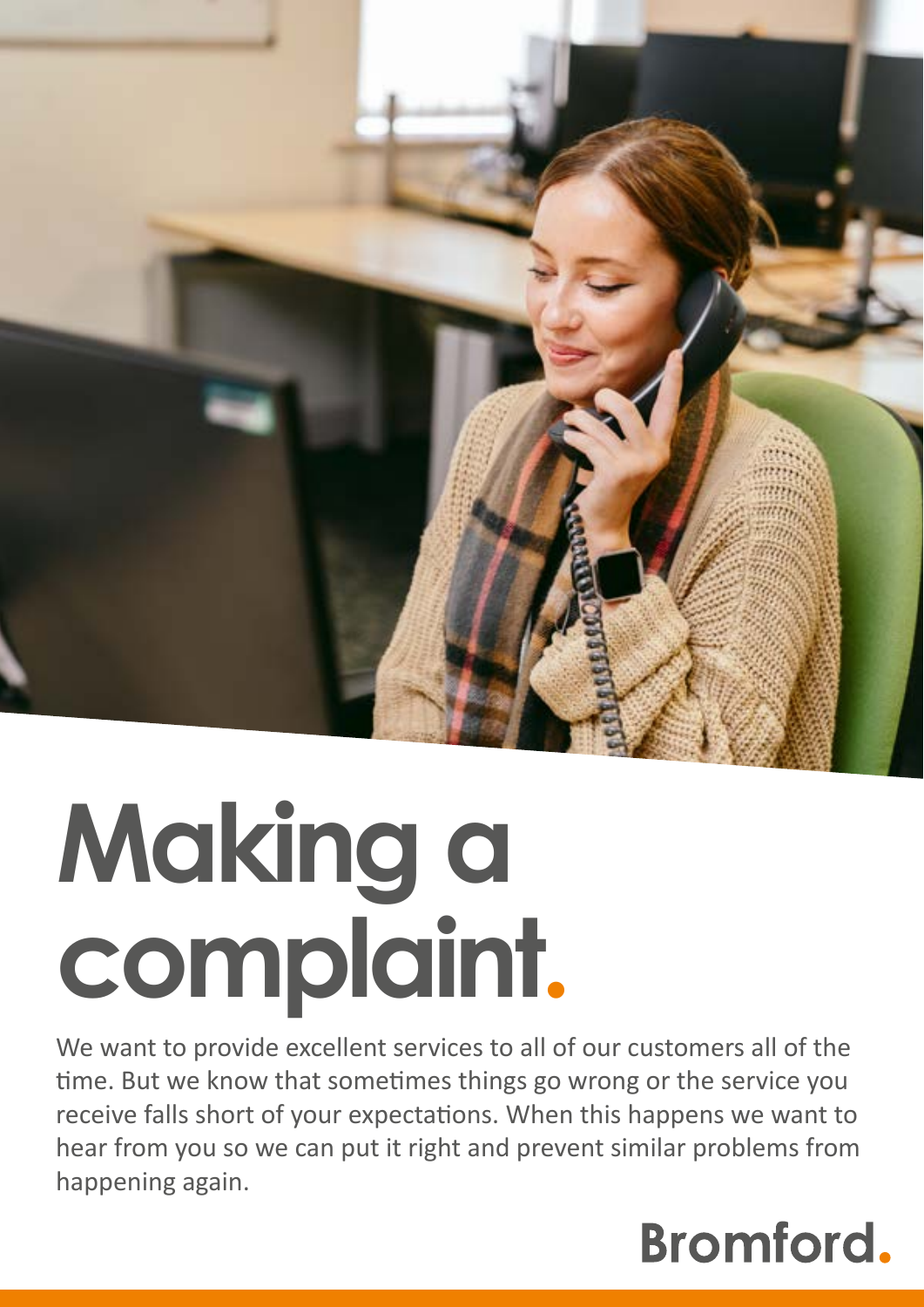# Making a complaint.

We want to provide excellent services to all of our customers all of the time. But we know that sometimes things go wrong or the service you receive falls short of your expectations. When this happens we want to hear from you so we can put it right and prevent similar problems from happening again.

Bromford.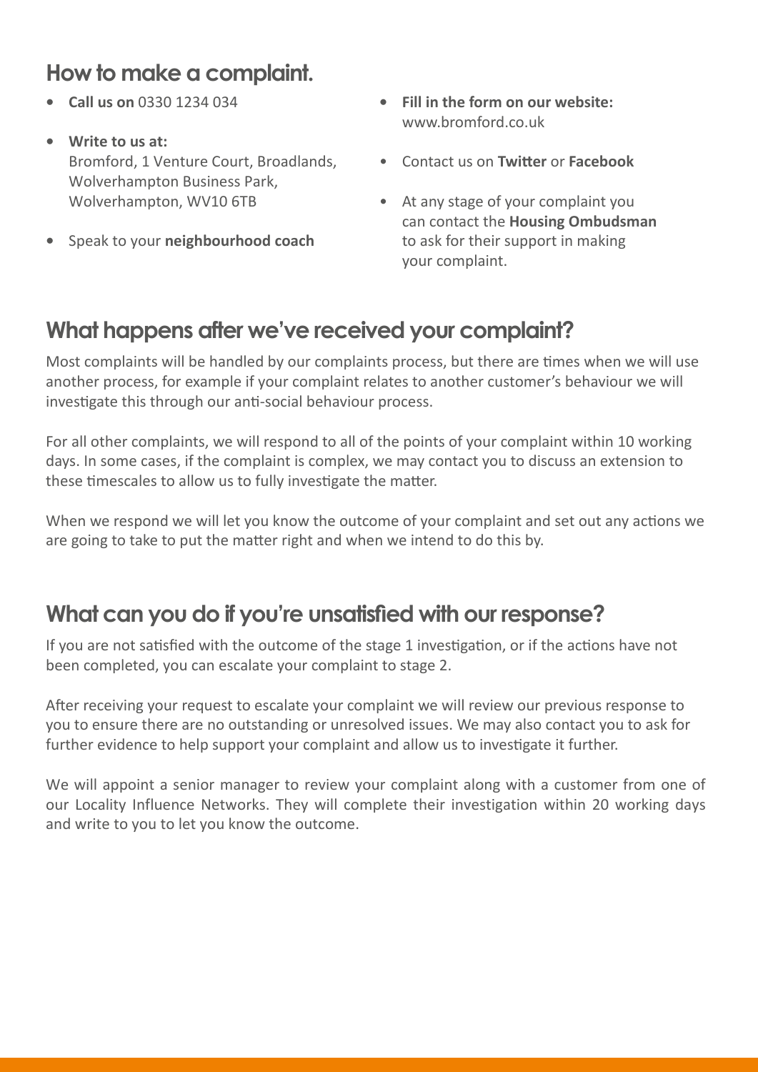## How to make a complaint.

- **Call us on** 0330 1234 034
- **Write to us at:** Bromford, 1 Venture Court, Broadlands, Wolverhampton Business Park, Wolverhampton, WV10 6TB
- Speak to your **neighbourhood coach**
- **Fill in the form on our website:** www.bromford.co.uk
- Contact us on **Twitter** or **Facebook**
- At any stage of your complaint you can contact the **Housing Ombudsman** to ask for their support in making your complaint.

## What happens after we've received your complaint?

Most complaints will be handled by our complaints process, but there are times when we will use another process, for example if your complaint relates to another customer's behaviour we will investigate this through our anti-social behaviour process.

For all other complaints, we will respond to all of the points of your complaint within 10 working days. In some cases, if the complaint is complex, we may contact you to discuss an extension to these timescales to allow us to fully investigate the matter.

When we respond we will let you know the outcome of your complaint and set out any actions we are going to take to put the matter right and when we intend to do this by.

## What can you do if you're unsatisfied with our response?

If you are not satisfied with the outcome of the stage 1 investigation, or if the actions have not been completed, you can escalate your complaint to stage 2.

After receiving your request to escalate your complaint we will review our previous response to you to ensure there are no outstanding or unresolved issues. We may also contact you to ask for further evidence to help support your complaint and allow us to investigate it further.

We will appoint a senior manager to review your complaint along with a customer from one of our Locality Influence Networks. They will complete their investigation within 20 working days and write to you to let you know the outcome.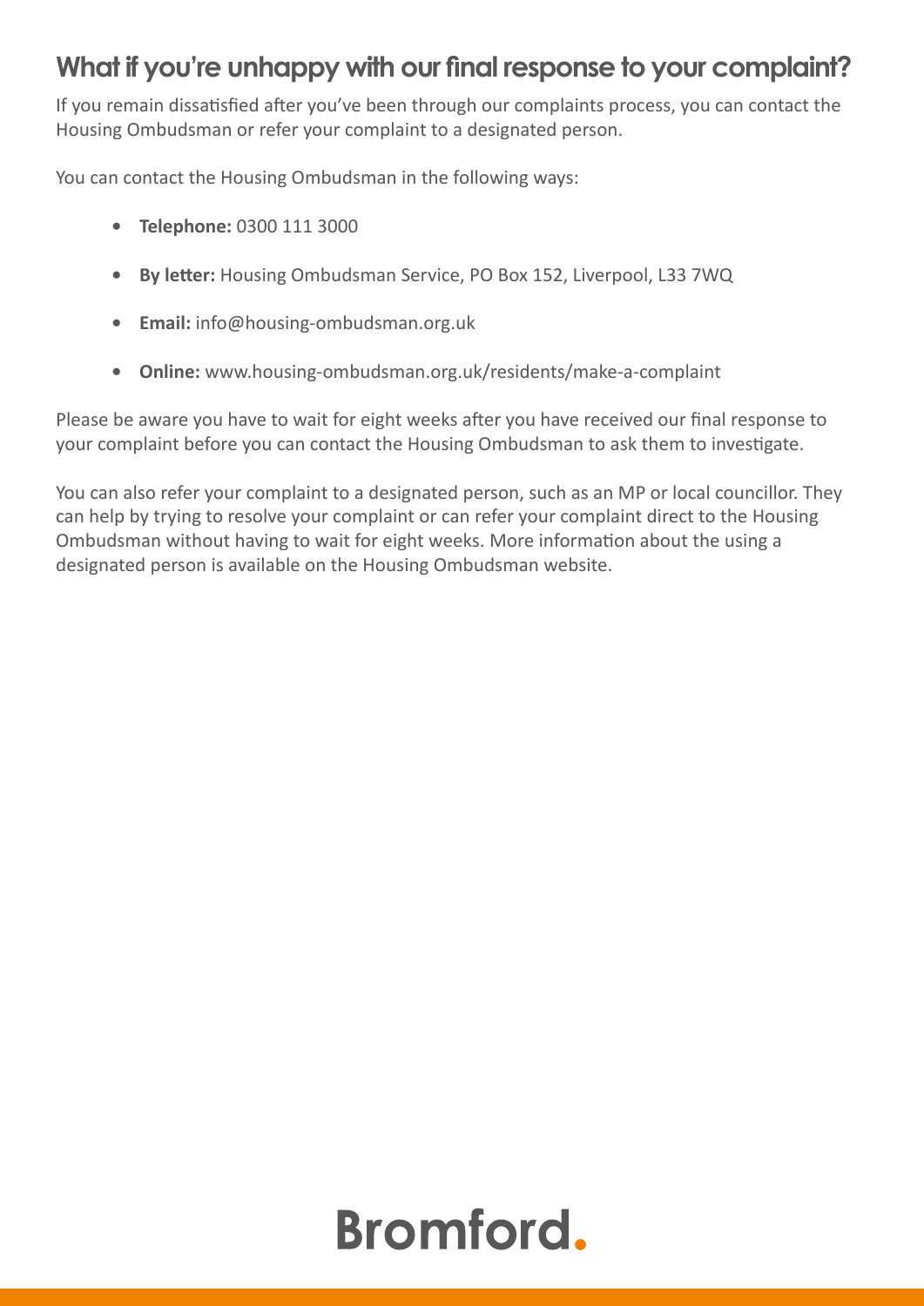## What if you're unhappy with our final response to your complaint?

If you remain dissatisfied after you've been through our complaints process, you can contact the Housing Ombudsman or refer your complaint to a designated person.

You can contact the Housing Ombudsman in the following ways:

- **Telephone:** 0300 111 3000
- **By letter:** Housing Ombudsman Service, PO Box 152, Liverpool, L33 7WQ
- **Email:** info@housing-ombudsman.org.uk
- **Online:** www.housing-ombudsman.org.uk/residents/make-a-complaint

Please be aware you have to wait for eight weeks after you have received our final response to your complaint before you can contact the Housing Ombudsman to ask them to investigate.

You can also refer your complaint to a designated person, such as an MP or local councillor. They can help by trying to resolve your complaint or can refer your complaint direct to the Housing Ombudsman without having to wait for eight weeks. More information about the using a designated person is available on the Housing Ombudsman website.

Bromford.